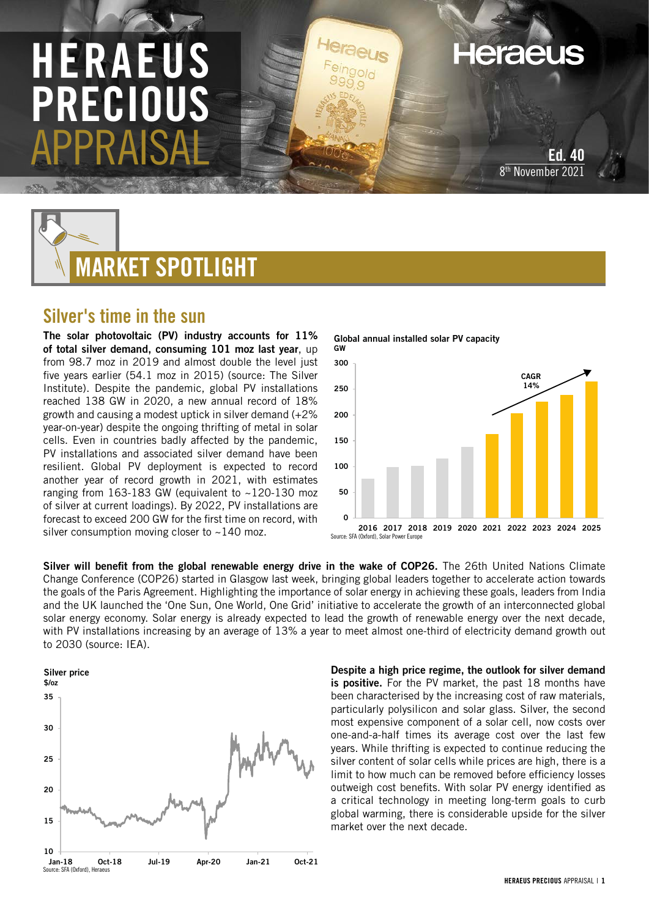# HERAEUS PRECIOUS APPRAISAL

Ed. 40
8th November 2021

## MARKET SPOTLIGHT

### Silver's time in the sun

**The solar photovoltaic (PV) industry accounts for 11% of total silver demand, consuming 101 moz last year**, up from 98.7 moz in 2019 and almost double the level just five years earlier (54.1 moz in 2015) (source: The Silver Institute). Despite the pandemic, global PV installations reached 138 GW in 2020, a new annual record of 18% growth and causing a modest uptick in silver demand (+2% year-on-year) despite the ongoing thrifting of metal in solar cells. Even in countries badly affected by the pandemic, PV installations and associated silver demand have been resilient. Global PV deployment is expected to record another year of record growth in 2021, with estimates ranging from 163-183 GW (equivalent to ~120-130 moz of silver at current loadings). By 2022, PV installations are forecast to exceed 200 GW for the first time on record, with silver consumption moving closer to ~140 moz.

**Global annual installed solar PV capacity**
GW

Source: SFA (Oxford), Solar Power Europe

**Silver will benefit from the global renewable energy drive in the wake of COP26.** The 26th United Nations Climate Change Conference (COP26) started in Glasgow last week, bringing global leaders together to accelerate action towards the goals of the Paris Agreement. Highlighting the importance of solar energy in achieving these goals, leaders from India and the UK launched the 'One Sun, One World, One Grid' initiative to accelerate the growth of an interconnected global solar energy economy. Solar energy is already expected to lead the growth of renewable energy over the next decade, with PV installations increasing by an average of 13% a year to meet almost one-third of electricity demand growth out to 2030 (source: IEA).

**Silver price**
$/oz

Source: SFA (Oxford), Heraeus

**Despite a high price regime, the outlook for silver demand is positive.** For the PV market, the past 18 months have been characterised by the increasing cost of raw materials, particularly polysilicon and solar glass. Silver, the second most expensive component of a solar cell, now costs over one-and-a-half times its average cost over the last few years. While thrifting is expected to continue reducing the silver content of solar cells while prices are high, there is a limit to how much can be removed before efficiency losses outweigh cost benefits. With solar PV energy identified as a critical technology in meeting long-term goals to curb global warming, there is considerable upside for the silver market over the next decade.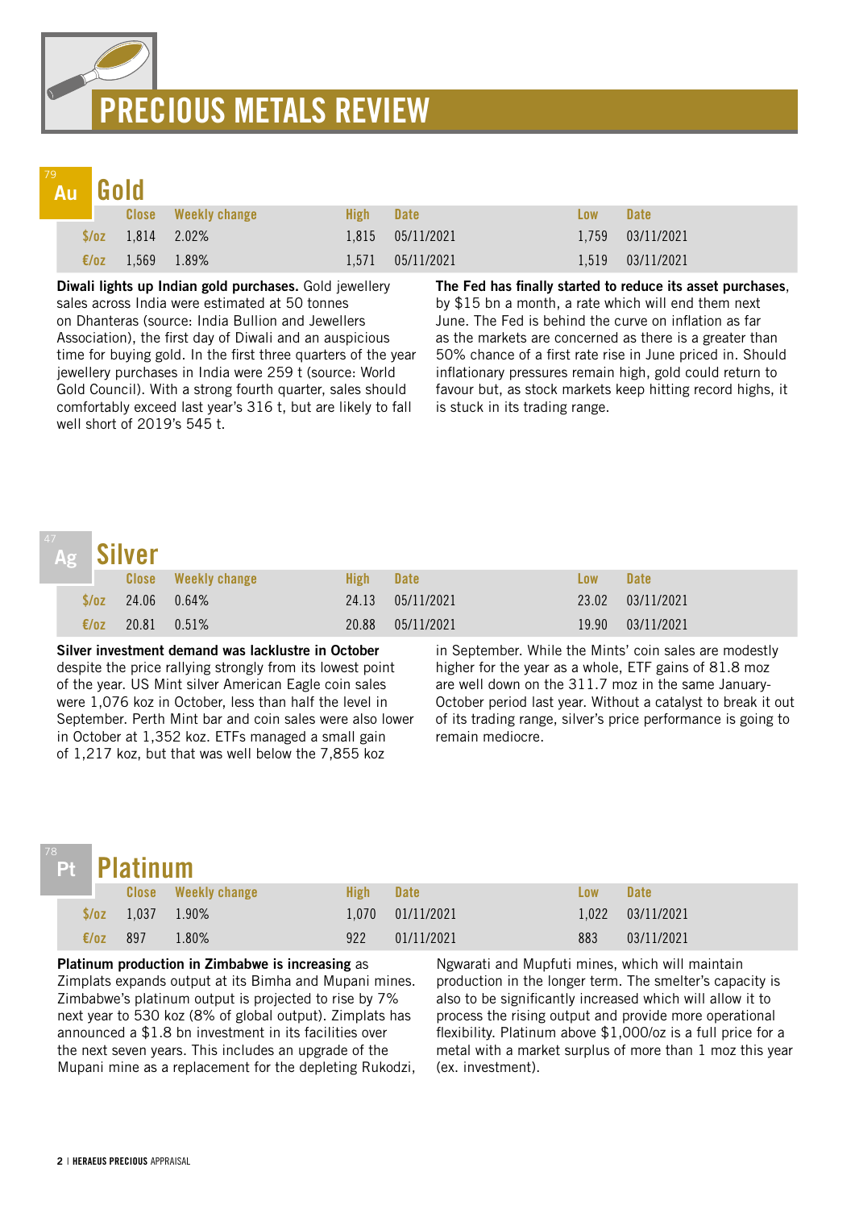# PRECIOUS METALS REVIEW

## Au Gold

| | Close | Weekly change | High | Date | Low | Date |
|---|---|---|---|---|---|---|
| $/oz | 1,814 | 2.02% | 1,815 | 05/11/2021 | 1,759 | 03/11/2021 |
| €/oz | 1,569 | 1.89% | 1,571 | 05/11/2021 | 1,519 | 03/11/2021 |

**Diwali lights up Indian gold purchases.** Gold jewellery sales across India were estimated at 50 tonnes on Dhanteras (source: India Bullion and Jewellers Association), the first day of Diwali and an auspicious time for buying gold. In the first three quarters of the year jewellery purchases in India were 259 t (source: World Gold Council). With a strong fourth quarter, sales should comfortably exceed last year's 316 t, but are likely to fall well short of 2019's 545 t.

**The Fed has finally started to reduce its asset purchases**, by $15 bn a month, a rate which will end them next June. The Fed is behind the curve on inflation as far as the markets are concerned as there is a greater than 50% chance of a first rate rise in June priced in. Should inflationary pressures remain high, gold could return to favour but, as stock markets keep hitting record highs, it is stuck in its trading range.

## Ag Silver

| | Close | Weekly change | High | Date | Low | Date |
|---|---|---|---|---|---|---|
| $/oz | 24.06 | 0.64% | 24.13 | 05/11/2021 | 23.02 | 03/11/2021 |
| €/oz | 20.81 | 0.51% | 20.88 | 05/11/2021 | 19.90 | 03/11/2021 |

**Silver investment demand was lacklustre in October** despite the price rallying strongly from its lowest point of the year. US Mint silver American Eagle coin sales were 1,076 koz in October, less than half the level in September. Perth Mint bar and coin sales were also lower in October at 1,352 koz. ETFs managed a small gain of 1,217 koz, but that was well below the 7,855 koz in September. While the Mints' coin sales are modestly higher for the year as a whole, ETF gains of 81.8 moz are well down on the 311.7 moz in the same January-October period last year. Without a catalyst to break it out of its trading range, silver's price performance is going to remain mediocre.

## Pt Platinum

| | Close | Weekly change | High | Date | Low | Date |
|---|---|---|---|---|---|---|
| $/oz | 1,037 | 1.90% | 1,070 | 01/11/2021 | 1,022 | 03/11/2021 |
| €/oz | 897 | 1.80% | 922 | 01/11/2021 | 883 | 03/11/2021 |

**Platinum production in Zimbabwe is increasing** as Zimplats expands output at its Bimha and Mupani mines. Zimbabwe's platinum output is projected to rise by 7% next year to 530 koz (8% of global output). Zimplats has announced a $1.8 bn investment in its facilities over the next seven years. This includes an upgrade of the Mupani mine as a replacement for the depleting Rukodzi, Ngwarati and Mupfuti mines, which will maintain production in the longer term. The smelter's capacity is also to be significantly increased which will allow it to process the rising output and provide more operational flexibility. Platinum above $1,000/oz is a full price for a metal with a market surplus of more than 1 moz this year (ex. investment).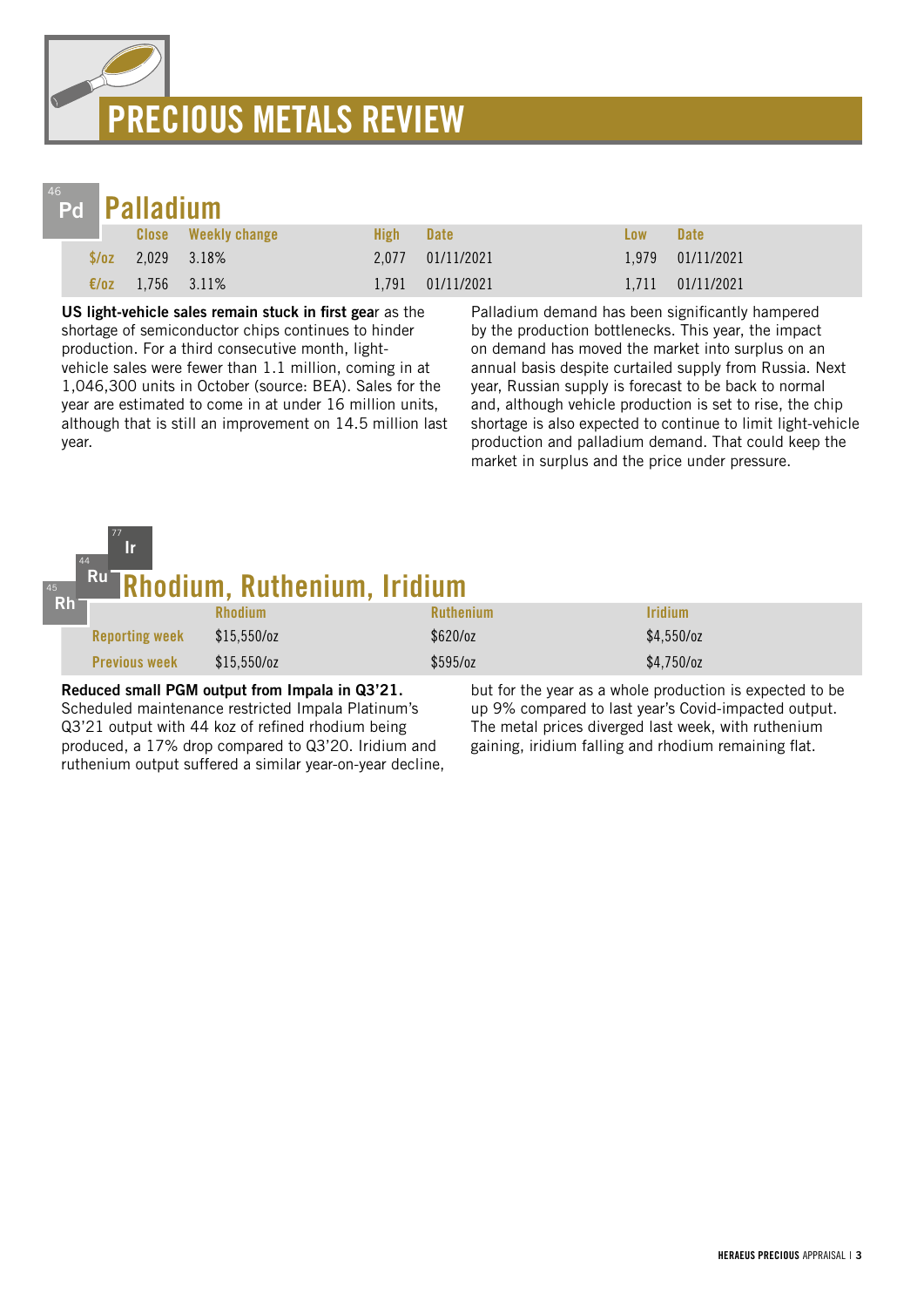# PRECIOUS METALS REVIEW

## Palladium

| | Close | Weekly change | High | Date | Low | Date |
|---|---|---|---|---|---|---|
| $/oz | 2,029 | 3.18% | 2,077 | 01/11/2021 | 1,979 | 01/11/2021 |
| €/oz | 1,756 | 3.11% | 1,791 | 01/11/2021 | 1,711 | 01/11/2021 |

**US light-vehicle sales remain stuck in first gear** as the shortage of semiconductor chips continues to hinder production. For a third consecutive month, light-vehicle sales were fewer than 1.1 million, coming in at 1,046,300 units in October (source: BEA). Sales for the year are estimated to come in at under 16 million units, although that is still an improvement on 14.5 million last year.

Palladium demand has been significantly hampered by the production bottlenecks. This year, the impact on demand has moved the market into surplus on an annual basis despite curtailed supply from Russia. Next year, Russian supply is forecast to be back to normal and, although vehicle production is set to rise, the chip shortage is also expected to continue to limit light-vehicle production and palladium demand. That could keep the market in surplus and the price under pressure.

## Rhodium, Ruthenium, Iridium

| | Rhodium | Ruthenium | Iridium |
|---|---|---|---|
| Reporting week | $15,550/oz | $620/oz | $4,550/oz |
| Previous week | $15,550/oz | $595/oz | $4,750/oz |

**Reduced small PGM output from Impala in Q3'21.** Scheduled maintenance restricted Impala Platinum's Q3'21 output with 44 koz of refined rhodium being produced, a 17% drop compared to Q3'20. Iridium and ruthenium output suffered a similar year-on-year decline, but for the year as a whole production is expected to be up 9% compared to last year's Covid-impacted output. The metal prices diverged last week, with ruthenium gaining, iridium falling and rhodium remaining flat.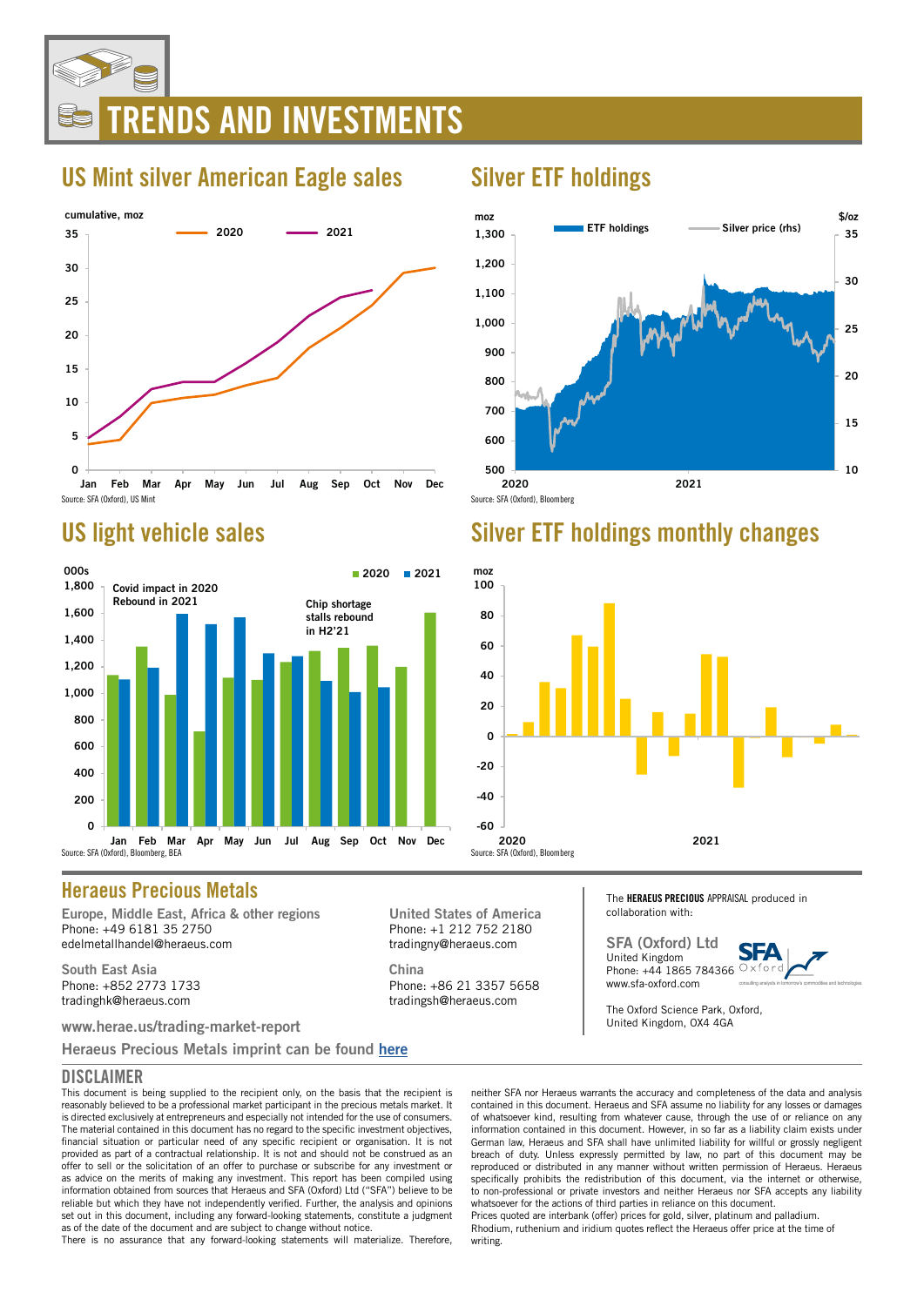# TRENDS AND INVESTMENTS

## US Mint silver American Eagle sales

cumulative, moz

2020 2021

35 30 25 20 15 10 5 0

Jan Feb Mar Apr May Jun Jul Aug Sep Oct Nov Dec

Source: SFA (Oxford), US Mint

## Silver ETF holdings

moz $/oz

ETF holdings Silver price (rhs)

1,300 1,200 1,100 1,000 900 800 700 600 500

35 30 25 20 15 10

2020 2021

Source: SFA (Oxford), Bloomberg

## US light vehicle sales

000s

2020 2021

1,800 1,600 1,400 1,200 1,000 800 600 400 200 0

Covid impact in 2020
Rebound in 2021

Chip shortage
stalls rebound
in H2'21

Jan Feb Mar Apr May Jun Jul Aug Sep Oct Nov Dec

Source: SFA (Oxford), Bloomberg, BEA

## Silver ETF holdings monthly changes

moz

100 80 60 40 20 0 -20 -40 -60

2020 2021

Source: SFA (Oxford), Bloomberg

## Heraeus Precious Metals

**Europe, Middle East, Africa & other regions**
Phone: +49 6181 35 2750
edelmetallhandel@heraeus.com

**South East Asia**
Phone: +852 2773 1733
tradinghk@heraeus.com

**United States of America**
Phone: +1 212 752 2180
tradingny@heraeus.com

**China**
Phone: +86 21 3357 5658
tradingsh@heraeus.com

www.herae.us/trading-market-report

Heraeus Precious Metals imprint can be found here

The **HERAEUS PRECIOUS** APPRAISAL produced in collaboration with:

**SFA (Oxford) Ltd**
United Kingdom
Phone: +44 1865 784366
www.sfa-oxford.com

The Oxford Science Park, Oxford,
United Kingdom, OX4 4GA

## DISCLAIMER

This document is being supplied to the recipient only, on the basis that the recipient is reasonably believed to be a professional market participant in the precious metals market. It is directed exclusively at entrepreneurs and especially not intended for the use of consumers. The material contained in this document has no regard to the specific investment objectives, financial situation or particular need of any specific recipient or organisation. It is not provided as part of a contractual relationship. It is not and should not be construed as an offer to sell or the solicitation of an offer to purchase or subscribe for any investment or as advice on the merits of making any investment. This report has been compiled using information obtained from sources that Heraeus and SFA (Oxford) Ltd ("SFA") believe to be reliable but which they have not independently verified. Further, the analysis and opinions set out in this document, including any forward-looking statements, constitute a judgment as of the date of the document and are subject to change without notice.
There is no assurance that any forward-looking statements will materialize. Therefore, neither SFA nor Heraeus warrants the accuracy and completeness of the data and analysis contained in this document. Heraeus and SFA assume no liability for any losses or damages of whatsoever kind, resulting from whatever cause, through the use of or reliance on any information contained in this document. However, in so far as a liability claim exists under German law, Heraeus and SFA shall have unlimited liability for willful or grossly negligent breach of duty. Unless expressly permitted by law, no part of this document may be reproduced or distributed in any manner without written permission of Heraeus. Heraeus specifically prohibits the redistribution of this document, via the internet or otherwise, to non-professional or private investors and neither Heraeus nor SFA accepts any liability whatsoever for the actions of third parties in reliance on this document.
Prices quoted are interbank (offer) prices for gold, silver, platinum and palladium.
Rhodium, ruthenium and iridium quotes reflect the Heraeus offer price at the time of writing.